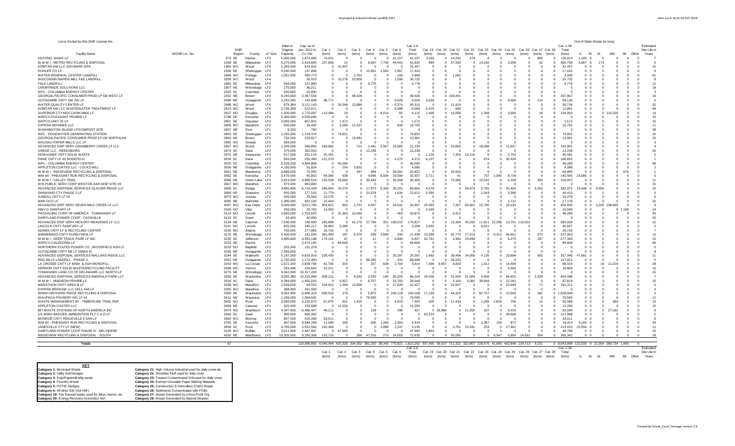List is Sorted by Wis DNR License No.

| Facility Name | WDNR Lic. No. | DNR Region | County | LF Size | Initial or Original Capacity | Cap. as of Jan. 2012 in Cu Yds | Cat. 1 (tons) | Cat. 2 (tons) | Cat. 3 (tons) | Cat. 4 (tons) | Cat. 5 (tons) | Cat. 6 (tons) | Cat. 2-6 Total (tons) | Cat. 19 (tons) | Cat. 20 (tons) | Cat. 21 (tons) | Cat. 22 (tons) | Cat. 23 (tons) | Cat. 24 (tons) | Cat. 25 (tons) | Cat. 26 (tons) | Cat. 27 (tons) | Cat. 28 (tons) | Cat. 1-28 Total (tons) | Out-of-State Waste (in tons) IL | IN | IA | MN | MI | Other | Estimated Site Life In Years |
|---|---|---|---|---|---|---|---|---|---|---|---|---|---|---|---|---|---|---|---|---|---|---|---|---|---|---|---|---|---|---|---|
| KESTREL HAWK LF | 572 | SE | Racine | LF3 | 5,000,000 | 1,873,085 | 76,021 | 0 | 0 | 0 | 0 | 41,157 | 41,157 | 3,180 | 0 | 14,292 | 479 | 0 | 0 | 0 | 0 | 685 | 0 | 135,814 | 1,100 | 0 | 0 | 0 | 0 | 0 | 7 |
| W M W I - METRO RECYCLING & DISPOSAL | 1099 | SE | Milwaukee | LF3 | 5,175,000 | 2,919,840 | 227,856 | 11 | 0 | 9,667 | 7,706 | 44,441 | 61,825 | 894 | 0 | 57,583 | 0 | 14,192 | 0 | 3,358 | 0 | 32 | 0 | 365,739 | 3,967 | 0 | 173 | 0 | 0 | 0 | 5 |
| DOMTAR AW LLC ASH BARK SITE | 1365 | WC | Wood | LF4 | 1,260,000 | 524,842 | 0 | 31,407 | 0 | 0 | 0 | 0 | 31,407 | 0 | 0 | 0 | 0 | 0 | 0 | 0 | 0 | 0 | 0 | 31,407 | 0 | 0 | 0 | 0 | 0 | 0 | 15 |
| KOHLER CO LF | 1508 | SE | Sheboygan | LF4 | 4,240,000 | 137,868 | 0 | 0 | 0 | 12,861 | 1,582 | 2,967 | 17,410 | 0 | 0 | 0 | 0 | 0 | 0 | 0 | 0 | 0 | 0 | 17,410 | 0 | 0 | 0 | 0 | 0 | 0 | 6 |
| WATER RENEWAL CENTER LANDFILL | 1686 | WC | Portage | LF4 | 1,551,000 | 490,773 | 0 | 2,762 | 0 | 0 | 0 | 106 | 2,868 | 0 | 0 | 1,062 | 0 | 0 | 0 | 0 | 0 | 0 | 0 | 3,930 | 0 | 0 | 0 | 0 | 0 | 0 | 91 |
| WISCONSIN RAPIDS MILL F&E LANDFILL | 1838 | WC | Wood | LF4 | | 26,553 | 0 | 10,278 | 23,858 | 0 | 0 | 1,596 | 35,732 | 0 | 0 | 0 | 0 | 0 | 0 | 0 | 0 | 0 | 0 | 35,732 | 0 | 0 | 0 | 0 | 0 | 0 | 8 |
| FALK LANDFILL | 1882 | SE | Milwaukee | LF4 | 569,000 | 157,880 | 0 | 0 | 0 | 4,776 | 0 | 0 | 4,776 | 0 | 0 | 0 | 0 | 0 | 0 | 0 | 0 | 0 | 0 | 4,776 | 0 | 0 | 0 | 0 | 0 | 0 | 12 |
| CHEMTRADE SOLUTIONS LLC | 1907 | NE | Winnebago | LF2 | 175,000 | 36,211 | 0 | 0 | 0 | 0 | 0 | 0 | 0 | 0 | 0 | 0 | 0 | 0 | 0 | 0 | 0 | 0 | 0 | 0 | 0 | 0 | 0 | 0 | 0 | 0 | 19 |
| WPL - COLUMBIA ENERGY CENTER | 2325 | SC | Columbia | LF4 | 500,000 | 20,000 | 0 | 0 | 0 | 0 | 0 | 0 | 0 | 0 | 0 | 0 | 0 | 0 | 0 | 0 | 0 | 0 | 0 | 0 | 0 | 0 | 0 | 0 | 0 | 0 | 3 |
| GEORGIA-PACIFIC CONSUMER PROD LP GB WEST LF | 2332 | NE | Brown | LF4 | 6,250,000 | 2,467,558 | 0 | 0 | 48,426 | 0 | 0 | 0 | 48,426 | 0 | 0 | 159,441 | 0 | 0 | 0 | 0 | 0 | 0 | 0 | 207,867 | 0 | 0 | 0 | 0 | 0 | 0 | 16 |
| OUTAGAMIE CNTY SW DIV LF | 2482 | NE | Outagamie | LF3 | 2,250,000 | 140,848 | 38,771 | 0 | 0 | 0 | 0 | 6,026 | 6,026 | 3,535 | 0 | 0 | 0 | 0 | 0 | 9,580 | 0 | 214 | 0 | 58,126 | 0 | 0 | 0 | 0 | 0 | 0 | 0 |
| WATER QUALITY CENTER LF | 2488 | WC | Wood | LF4 | 679,384 | 3,121,143 | 0 | 26,048 | 13,889 | 0 | 0 | 5,374 | 45,310 | 0 | 0 | 11,424 | 0 | 0 | 0 | 0 | 0 | 0 | 0 | 56,734 | 0 | 0 | 0 | 0 | 0 | 0 | 32 |
| DOMTAR AW LLC WASTEWATER TREATMENT LF | 2613 | WC | Wood | LF4 | 2,736,369 | 222,671 | 0 | 0 | 0 | 0 | 0 | 6,098 | 6,098 | 6,103 | 0 | 660 | 0 | 0 | 0 | 0 | 0 | 0 | 0 | 12,861 | 0 | 0 | 0 | 0 | 0 | 0 | 49 |
| SUPERIOR CTY MOCCASIN MIKE LF | 2627 | NO | Douglas | LF3 | 1,500,000 | 1,770,097 | 110,484 | 19 | 0 | 0 | 4,014 | 82 | 4,115 | 1,406 | 0 | 13,008 | 0 | 1,348 | 0 | 3,684 | 0 | 18 | 0 | 134,063 | 0 | 0 | 0 | 110,326 | 0 | 0 | 14 |
| WEPCO PLEASANT PRAIRIE LF | 2786 | SE | Kenosha | LF4 | 5,000,000 | 4,035,666 | 0 | 0 | 0 | 0 | 0 | 0 | 0 | 0 | 0 | 0 | 0 | 0 | 0 | 0 | 0 | 0 | 0 | 0 | 0 | 0 | 0 | 0 | 0 | 0 | 15 |
| WEPCO HWY 32 LF | 2801 | SE | Ozaukee | LF4 | 2,000,000 | 657,831 | 0 | 1,572 | 0 | 0 | 0 | 0 | 1,572 | 0 | 0 | 0 | 0 | 0 | 0 | 0 | 0 | 0 | 0 | 1,572 | 0 | 0 | 0 | 0 | 0 | 0 | 15 |
| EXPERA MOSINEE LLC | 2806 | WC | Marathon | LF2 | 500,000 | 16,400 | 0 | 3,284 | 12,537 | 0 | 0 | 934 | 16,755 | 0 | 0 | 0 | 0 | 0 | 0 | 0 | 0 | 0 | 0 | 16,755 | 0 | 0 | 0 | 0 | 0 | 0 | 11 |
| WASHINGTON ISLAND LF/COMPOST SITE | 2837 | NE | Door | LF1 | 9,320 | 760 | 0 | 0 | 0 | 0 | 0 | 0 | 0 | 0 | 0 | 0 | 0 | 0 | 0 | 0 | 0 | 0 | 0 | 0 | 0 | 0 | 0 | 0 | 0 | 0 | 38 |
| WPL - EDGEWATER GENERATING STATION | 2853 | SE | Sheboygan | LF4 | 1,150,000 | 1,116,476 | 0 | 74,831 | 0 | 0 | 0 | 0 | 74,831 | 0 | 0 | 0 | 0 | 0 | 0 | 0 | 0 | 0 | 0 | 74,831 | 0 | 0 | 0 | 0 | 0 | 0 | 25 |
| GEORGIA PACIFIC CONSUMER PROD LP GB NORTHLAN | 2893 | NE | Brown | LF4 | 750,000 | 233,817 | 0 | 0 | 13,481 | 0 | 0 | 0 | 13,481 | 0 | 0 | 0 | 0 | 0 | 0 | 0 | 0 | 0 | 0 | 13,481 | 0 | 0 | 0 | 0 | 0 | 0 | 15 |
| WAUSAU PAPER MILLS LLC LF | 2965 | NO | Oneida | LF2 | 394,000 | 0 | 0 | 0 | 0 | 0 | 0 | 0 | 0 | 0 | 0 | 0 | 0 | 0 | 0 | 0 | 0 | 0 | 0 | 0 | 0 | 0 | 0 | 0 | 0 | 0 | 3 |
| ADVANCED DISP SERV CRANBERRY CREEK LF LLC | 2967 | WC | Wood | LF3 | 1,200,000 | 346,806 | 166,860 | 0 | 721 | 2,481 | 2,067 | 15,965 | 21,234 | 0 | 0 | 24,893 | 0 | 18,066 | 0 | 11,847 | 0 | 0 | 0 | 242,901 | 0 | 0 | 0 | 0 | 0 | 0 | 3 |
| GREDE LLC - REEDSBURG | 2974 | SC | Sauk | LF2 | 375,000 | 302,910 | 0 | 0 | 0 | 12,238 | 0 | 0 | 12,238 | 0 | 0 | 0 | 0 | 0 | 0 | 0 | 0 | 0 | 0 | 12,238 | 0 | 0 | 0 | 0 | 0 | 0 | 20 |
| KEWAUNEE CNTY SOLID WASTE | 2975 | NE | Kewaunee | LF3 | 517,000 | 231,119 | 25,261 | 0 | 0 | 0 | 0 | 0 | 0 | 1,104 | 0 | 7,354 | 10,110 | 0 | 0 | 2,752 | 0 | 0 | 0 | 46,581 | 0 | 0 | 0 | 0 | 0 | 0 | 5 |
| DANE CNTY LF #2 RODEFELD | 3018 | SC | Dane | LF3 | 650,000 | 235,490 | 122,370 | 0 | 0 | 0 | 0 | 4,272 | 4,272 | 6,107 | 0 | 0 | 0 | 474 | 0 | 35,429 | 0 | 0 | 0 | 168,652 | 0 | 0 | 0 | 0 | 0 | 0 | 1 |
| WPL - COLUMBIA ENERGY CENTER | 3025 | SC | Columbia | LF4 | 6,529,200 | 4,964,868 | 0 | 40,090 | 0 | 0 | 0 | 0 | 40,090 | 0 | 0 | 0 | 0 | 0 | 0 | 0 | 0 | 0 | 0 | 40,090 | 0 | 0 | 0 | 0 | 0 | 0 | 99 |
| APPLETON COATED LLC - LOCKS MILL | 3036 | NE | Outagamie | LF2 | 4,250,000 | 52,834 | 0 | 254 | 3,832 | 0 | 0 | 0 | 4,086 | 0 | 0 | 0 | 0 | 0 | 0 | 0 | 0 | 0 | 0 | 4,086 | 0 | 0 | 0 | 0 | 0 | 0 | 2 |
| W M W I - RIDGEVIEW RECYCLING & DISPOSAL | 3041 | NE | Manitowoc | LF3 | 9,689,000 | 75,905 | 0 | 0 | 347 | 484 | 0 | 26,091 | 26,922 | 0 | 0 | 33,563 | 0 | 0 | 0 | 0 | 0 | 0 | 0 | 60,485 | 0 | 0 | 0 | 0 | 676 | 0 | 1 |
| WM WI - PHEASANT RUN RECYCLING & DISPOSAL | 3062 | SE | Kenosha | LF3 | 3,470,000 | 45,853 | 94,366 | 638 | 0 | 4,696 | 8,004 | 19,599 | 32,937 | 2,711 | 0 | 41 | 0 | 737 | 1,040 | 8,734 | 0 | 0 | 0 | 140,565 | 23,080 | 0 | 0 | 0 | 0 | 0 | 0 |
| W M W I - VALLEY TRAIL | 3066 | NE | Green Lake | LF3 | 2,813,000 | 4,998,516 | 126,539 | 29,692 | 0 | 30,449 | 0 | 32,268 | 92,409 | 0 | 0 | 75,985 | 0 | 16,542 | 0 | 4,199 | 0 | 383 | 0 | 316,057 | 0 | 0 | 0 | 0 | 0 | 0 | 11 |
| WIS PUBLIC SERV CORP WESTON ASH DISP SITE #3 | 3067 | WC | Marathon | LF4 | 873,000 | 863,800 | 0 | 0 | 0 | 0 | 0 | 0 | 0 | 0 | 0 | 0 | 0 | 0 | 0 | 0 | 0 | 0 | 0 | 0 | 0 | 0 | 0 | 0 | 0 | 0 | 15 |
| ADVANCED DISPOSAL SERVICES GLACIER RIDGE LLC | 3068 | SC | Dodge | LF3 | 3,885,800 | 6,716,428 | 248,954 | 10,279 | 0 | 17,973 | 5,349 | 35,291 | 68,892 | 4,678 | 0 | 0 | 34,973 | 2,781 | 0 | 20,432 | 0 | 3,262 | 0 | 383,972 | 19,446 | 0 | 8,955 | 0 | 0 | 0 | 10 |
| SHAWANO CTY PHASE 2 LF | 3069 | NE | Shawano | LF3 | 405,000 | 177,103 | 11,779 | 0 | 0 | 21,578 | 0 | 1,034 | 22,612 | 5,585 | 0 | 0 | 0 | 1,043 | 0 | 3,396 | 0 | 0 | 0 | 44,415 | 0 | 0 | 0 | 0 | 0 | 0 | 5 |
| JUNEAU CNTY LF #2 | 3070 | WC | Juneau | LF2 | 420,000 | 29,566 | 10,278 | 0 | 0 | 0 | 0 | 0 | 0 | 0 | 0 | 0 | 0 | 0 | 0 | 0 | 0 | 0 | 0 | 10,278 | 0 | 0 | 0 | 0 | 0 | 0 | 0 |
| MAR-OCO LF | 3095 | NE | Marinette | LF3 | 1,480,000 | 691,102 | 15,464 | 0 | 0 | 0 | 0 | 0 | 0 | 0 | 0 | 0 | 0 | 0 | 0 | 1,712 | 0 | 0 | 0 | 17,176 | 0 | 0 | 0 | 0 | 0 | 0 | 20 |
| ADVANCED DISP SERV SEVEN MILE CREEK LF LLC | 3097 | WC | Eau Claire | LF3 | 3,000,000 | 3,021,790 | 303,621 | 602 | 2,707 | 4,457 | 0 | 16,541 | 24,307 | 25,093 | 0 | 7,367 | 65,601 | 15,790 | 0 | 18,154 | 0 | 0 | 0 | 459,933 | 0 | 0 | 3,205 | 138,845 | 0 | 0 | 6 |
| HWY G SANITARY LF | 3100 | NO | Vilas | LF3 | 250,000 | 23,762 | 14,050 | 0 | 0 | 0 | 0 | 0 | 0 | 2,549 | 0 | 0 | 0 | 0 | 0 | 0 | 0 | 0 | 0 | 16,599 | 0 | 0 | 0 | 0 | 1,189 | 0 | 14 |
| PACKAGING CORP OF AMERICA - TOMAHAWK LF | 3114 | NO | Lincoln | LF4 | 2,800,000 | 1,703,920 | 0 | 32,363 | 10,046 | 0 | 0 | 463 | 42,872 | 0 | 0 | 3,412 | 0 | 0 | 0 | 0 | 0 | 0 | 0 | 46,284 | 0 | 0 | 0 | 0 | 0 | 0 | 25 |
| DAIRYLAND POWER COOP - CASSVILLE | 3122 | SC | Grant | LF2 | 83,400 | 60,000 | 0 | 0 | 0 | 0 | 0 | 0 | 0 | 0 | 0 | 0 | 0 | 0 | 0 | 0 | 0 | 0 | 0 | 0 | 0 | 0 | 0 | 0 | 0 | 0 | 20 |
| ADVANCED DISP SERV HICKORY MEADOWS LF LLC | 3134 | NE | Calumet | LF3 | 7,546,000 | 748,000 | 185,899 | 0 | 42,170 | 27,786 | 351 | 108,510 | 178,817 | 0 | 0 | 13,349 | 45,032 | 11,851 | 22,298 | 13,701 | 110,022 | 0 | 0 | 580,929 | 0 | 0 | 0 | 0 | 0 | 0 | 15 |
| LINCOLN CNTY SANITARY LF | 3141 | NO | Lincoln | LF3 | 825,000 | 145,217 | 28,962 | 5,289 | 0 | 0 | 0 | 0 | 5,289 | 2,435 | 0 | 0 | 0 | 8,921 | 0 | 0 | 0 | 0 | 0 | 45,607 | 0 | 0 | 0 | 0 | 0 | 0 | 2 |
| ADAMS CNTY LF & RECYCLING CENTER | 3150 | WC | Adams | LF3 | 700,000 | 177,883 | 16,729 | 0 | 0 | 0 | 0 | 0 | 0 | 0 | 0 | 0 | 0 | 0 | 0 | 0 | 0 | 0 | 0 | 16,729 | 0 | 0 | 0 | 0 | 0 | 0 | 7 |
| WINNEBAGO CNTY SUNNYVIEW LF | 3175 | NE | Winnebago | LF3 | 4,400,000 | 161,500 | 391,490 | 187 | 6,378 | 639 | 3,990 | 244 | 11,438 | 23,298 | 0 | 42,772 | 17,519 | 0 | 6,412 | 44,661 | 0 | 373 | 0 | 537,963 | 0 | 0 | 0 | 0 | 0 | 0 | 10 |
| W M W I - DEER TRACK PARK LF INC | 3230 | SC | Jefferson | LF3 | 3,885,800 | 4,955,198 | 174,162 | 67 | 0 | 11 | 0 | 6,849 | 6,927 | 62,791 | 0 | 3,393 | 23,499 | 0 | 0 | 6,275 | 0 | 297 | 0 | 277,344 | 0 | 0 | 0 | 0 | 0 | 0 | 15 |
| WEPCO CALEDONIA LF | 3232 | SE | Racine | LF4 | | 2,472,165 | 0 | 84,699 | 0 | 0 | 0 | 0 | 84,699 | 0 | 0 | 0 | 0 | 0 | 0 | 0 | 0 | 0 | 0 | 84,699 | 0 | 0 | 0 | 0 | 0 | 0 | 66 |
| NORTHERN STATES POWER CO - WOODFIELD ASH LF | 3233 | NO | Bayfield | LF2 | 255,000 | 131,378 | 0 | 0 | 0 | 0 | 0 | 0 | 0 | 0 | 0 | 0 | 0 | 0 | 0 | 0 | 0 | 0 | 0 | 0 | 0 | 0 | 0 | 0 | 0 | 0 | 0 |
| OUTAGAMIE CNTY NE LF (AREA 6) | 3235 | NE | Outagamie | LF4 | 7,955,000 | | 0 | 0 | 0 | 0 | 0 | 0 | 0 | 0 | 0 | 0 | 0 | 0 | 0 | 0 | 0 | 0 | 0 | 0 | 0 | 0 | 0 | 0 | 0 | 0 | 8 |
| ADVANCED DISPOSAL SERVICES MALLARD RIDGE LLC | 3244 | SE | Walworth | LF3 | 5,197,000 | 4,819,916 | 228,435 | 0 | 0 | 0 | 0 | 25,297 | 25,297 | 1,892 | 0 | 39,496 | 34,099 | 4,135 | 0 | 23,894 | 0 | 692 | 0 | 357,940 | 47,681 | 0 | 0 | 0 | 0 | 0 | 11 |
| RED HILLS LANDFILL - PHASE V | 3251 | NE | Outagamie | LF4 | 2,750,000 | 1,172,400 | 0 | 0 | 0 | 88,265 | 0 | 431 | 88,696 | 0 | 0 | 29,225 | 0 | 0 | 0 | 0 | 0 | 0 | 0 | 117,921 | 0 | 0 | 0 | 0 | 0 | 0 | 5 |
| LA CROSSE CNTY LF MSW & ASH MONOFILL | 3253 | WC | La Crosse | LF3 | 1,672,200 | 2,839,769 | 41,706 | 315 | 0 | 257 | 638 | 2,704 | 3,914 | 7,409 | 9,657 | 9,833 | 0 | 1,312 | 0 | 14,493 | 0 | 0 | 0 | 88,324 | 0 | 0 | 19 | 12,319 | 0 | 0 | 28 |
| VERNON CNTY SOLID WASTE/RECYCLING FACILITY | 3268 | WC | Vernon | LF2 | 283,448 | 224,643 | 12,221 | 0 | 0 | 0 | 0 | 0 | 0 | 0 | 0 | 0 | 0 | 0 | 0 | 4,585 | 0 | 0 | 0 | 16,806 | 0 | 0 | 0 | 0 | 0 | 0 | 10 |
| TOMAHAWK LAND CO OF DELAWARE LLC NORTH LF | 3275 | NE | Winnebago | LF4 | 3,062,000 | 10,317,200 | 0 | 0 | 0 | 0 | 0 | 0 | 0 | 0 | 0 | 0 | 0 | 0 | 0 | 0 | 0 | 0 | 0 | 0 | 0 | 0 | 0 | 0 | 0 | 0 | 15 |
| ADVANCED DISPOSAL SERVICES EMERALD PARK LLC | 3290 | SE | Waukesha | LF3 | 3,550,360 | 10,315,469 | 208,121 | 0 | 8,282 | 2,425 | 194 | 55,203 | 66,104 | 34,036 | 0 | 21,829 | 51,584 | 5,666 | 0 | 64,922 | 0 | 2,326 | 0 | 454,588 | 0 | 0 | 0 | 0 | 0 | 0 | 7 |
| W M W I - MADISON PRAIRIE LF | 3318 | SC | Dane | LF3 | 4,284,000 | 1,455,043 | 0 | 5,827 | 0 | 6,757 | 0 | 15,760 | 28,344 | 0 | 0 | 3,164 | 5,081 | 38,949 | 0 | 12,281 | 0 | 0 | 0 | 87,819 | 0 | 0 | 3 | 0 | 0 | 0 | 15 |
| MARATHON CNTY AREA B LF | 3338 | WC | Marathon | LF3 | 2,508,000 | 34,553 | 104,913 | 1,394 | 12,605 | 0 | 0 | 27,028 | 41,027 | 0 | 0 | 22,607 | 0 | 0 | 0 | 22,693 | 0 | 71 | 0 | 191,311 | 0 | 0 | 0 | 0 | 0 | 0 | 0 |
| EXPERA BROKAW LLC CELL #4A LF | 3350 | WC | Marathon | LF2 | 368,900 | 261,000 | 0 | 0 | 0 | 0 | 0 | 0 | 0 | 0 | 0 | 0 | 0 | 0 | 0 | 0 | 0 | 0 | 0 | 0 | 0 | 0 | 0 | 0 | 0 | 0 | 4 |
| WMWI-ORCHARD RIDGE RECYCLING & DISPOSAL | 3360 | SE | Waukesha | LF3 | 9,352,900 | 6,496,319 | 630,919 | 175 | 0 | 5,875 | 0 | 234,118 | 240,168 | 17,149 | 0 | 44,320 | 0 | 82,757 | 0 | 12,994 | 0 | 342 | 0 | 1,028,649 | 0 | 0 | 0 | 0 | 0 | 0 | 5 |
| WAUPACA FOUNDRY INC LF #3 | 3412 | NE | Waupaca | LF4 | 1,339,000 | 1,364,692 | 0 | 0 | 0 | 79,595 | 0 | 0 | 79,595 | 0 | 0 | 0 | 0 | 0 | 0 | 0 | 0 | 0 | 0 | 79,595 | 0 | 0 | 0 | 0 | 0 | 0 | 11 |
| WASTE MANAGEMENT WI - TIMBERLINE TRAIL RDF | 3455 | NO | Rusk | LF3 | 3,000,000 | 5,152,670 | 67,876 | 621 | 1,915 | 0 | 0 | 4,919 | 7,455 | 429 | 0 | 11,434 | 0 | 1,298 | 2,828 | 756 | 0 | 12 | 0 | 92,088 | 0 | 0 | 0 | 663 | 0 | 0 | 15 |
| APPLETON COATED LLC | 3458 | NE | Calumet | LF4 | 525,000 | 233,588 | 0 | 12,250 | 0 | 0 | 0 | 0 | 12,250 | 0 | 0 | 0 | 0 | 0 | 0 | 0 | 0 | 0 | 0 | 12,250 | 0 | 0 | 0 | 0 | 0 | 0 | 15 |
| BFI WASTE SYSTEMS OF NORTH AMERICA INC | 3474 | NO | Washburn | LF3 | 4,347,900 | 6,486,447 | 46,111 | 0 | 0 | 128 | 0 | 299 | 427 | 0 | 29,980 | 0 | 11,550 | 107 | 0 | 5,419 | 0 | 0 | 0 | 93,594 | 0 | 0 | 0 | 27,581 | 0 | 0 | 9 |
| US ARMY BADGER AMMUNITION PLT C & D LF | 3646 | SC | Sauk | LF3 | 900,000 | 960,392 | 0 | 0 | 0 | 0 | 0 | 0 | 0 | 93,219 | 0 | 0 | 0 | 0 | 0 | 28,669 | 0 | 0 | 0 | 121,888 | 0 | 0 | 0 | 0 | 0 | 0 | 0 |
| MONROE CNTY RIDGEVILLE II SAN LF | 3660 | WC | Monroe | LF3 | 997,500 | 415,286 | 33,511 | 0 | 0 | 0 | 0 | 0 | 0 | 0 | 0 | 0 | 0 | 0 | 0 | 0 | 0 | 0 | 0 | 33,511 | 0 | 0 | 0 | 0 | 0 | 0 | 8 |
| WM WI - PHEASANT RUN RECYCLING & DISPOSAL | 3765 | SE | Kenosha | LF3 | 487,000 | 8,984,269 | 11,580 | 169 | 0 | 606 | 1,289 | 2,355 | 4,419 | 0 | 0 | 0 | 0 | 2,387 | 156 | 872 | 0 | 0 | 0 | 19,414 | 3,165 | 0 | 0 | 0 | 0 | 0 | 49 |
| JANESVILLE CTY LF (NEW) | 3939 | SC | Rock | LF3 | 4,765,000 | 2,551,564 | 162,469 | 0 | 0 | 0 | 2,888 | 2,247 | 5,135 | 0 | 0 | 4,751 | 23,341 | 253 | 0 | 17,461 | 0 | 0 | 0 | 213,410 | 23,594 | 0 | 0 | 0 | 0 | 0 | 11 |
| DAIRYLAND POWER COOP PHASE IV - BELVIDERE | 4126 | WC | Buffalo | LF4 | 3,011,000 | 2,447,897 | 0 | 47,965 | 0 | 0 | 0 | 0 | 47,965 | 1,803 | 0 | 0 | 0 | 0 | 0 | 0 | 0 | 0 | 0 | 49,768 | 0 | 0 | 0 | 0 | 0 | 0 | 20 |
| RIDGEVIEW RECYCLING & DISPOSAL - SOUTH | 4292 | NE | Manitowoc | LF3 | 10,300,000 | 9,250,306 | 102,716 | 0 | 396 | 47,316 | 270 | 24,653 | 72,635 | 0 | 0 | 55,065 | 0 | 0 | 8,947 | 5,894 | 14,691 | 394 | 0 | 260,342 | 0 | 0 | 0 | 0 | 0 | 0 | 29 |
| **Totals** | 67 | | | | | 129,086,855 | 4,040,494 | 420,326 | 204,352 | 381,320 | 38,343 | 770,921 | 1,815,262 | 307,405 | 39,637 | 711,322 | 322,867 | 228,570 | 41,680 | 402,848 | 124,713 | 9,101 | 0 | 8,043,899 | 122,033 | 0 | 12,354 | 289,734 | 1,865 | 0 | |

**KEY**

| | |
|---|---|
| **Category 1:** Municipal Waste | **Category 21:** High Volume Industrial used for daily cover,etc |
| **Category 2:** Utility Ash/Sludges | **Category 22:** Shredder Fluff used for daily cover |
| **Category 3:** Pulp/Papermill Mfg waste | **Category 23:** Treated Contaminated Soil used for daily cover |
| **Category 4:** Foundry Waste | **Category 24:** Exempt Unusable Paper Making Materials |
| **Category 5:** POTW Sludges | **Category 25:** Construction & Demolition (C&D) Waste |
| **Category 6:** All other SW (not HW) | **Category 26:** Sediments Contaminated with PCBs |
| **Category 19:** Fee Exempt waste used for dikes, berms, etc | **Category 27:** Waste Generated by a Non-Profit Org |
| **Category 20:** Energy Recovery Incinerator Ash | **Category 28:** Waste Generated by Natural Disaster |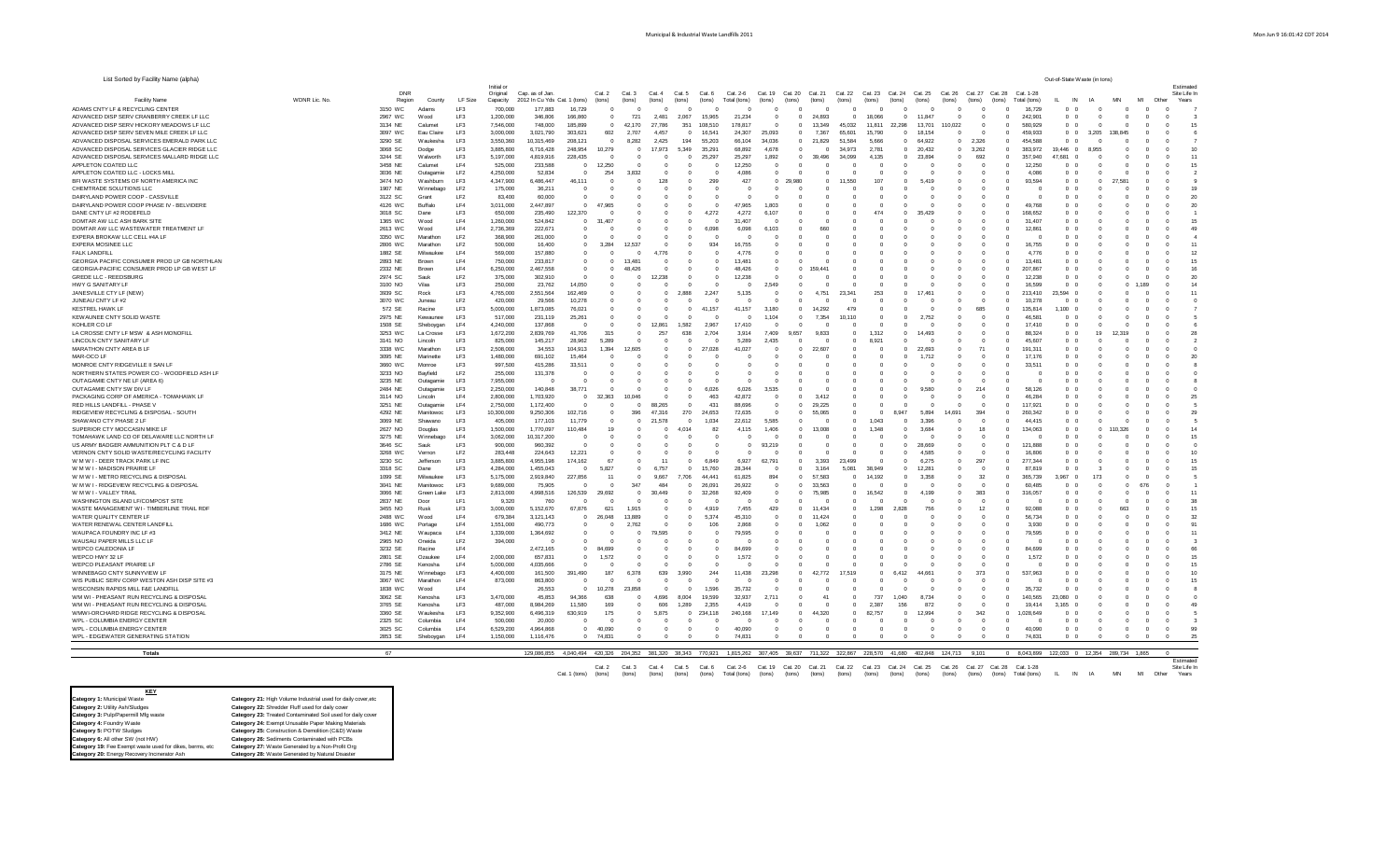List Sorted by Facility Name (alpha)

Out-of-State Waste (in tons)

| Facility Name | WDNR Lic. No. | DNR Region | County | LF Size | Initial or Original Capacity | Cap. as of Jan. 2012 In Cu Yds | Cat. 1 (tons) | Cat. 2 (tons) | Cat. 3 (tons) | Cat. 4 (tons) | Cat. 5 (tons) | Cat. 6 (tons) | Cat. 2-6 Total (tons) | Cat. 19 (tons) | Cat. 20 (tons) | Cat. 21 (tons) | Cat. 22 (tons) | Cat. 23 (tons) | Cat. 24 (tons) | Cat. 25 (tons) | Cat. 26 (tons) | Cat. 27 (tons) | Cat. 28 (tons) | Cat. 1-28 Total (tons) | IL | IN | IA | MN | MI | Other | Estimated Site Life In Years |
|---|---|---|---|---|---|---|---|---|---|---|---|---|---|---|---|---|---|---|---|---|---|---|---|---|---|---|---|---|---|---|---|
| ADAMS CNTY LF & RECYCLING CENTER | 3150 | WC | Adams | LF3 | 700,000 | 177,883 | 16,729 | 0 | 0 | 0 | 0 | 0 | 0 | 0 | 0 | 0 | 0 | 0 | 0 | 0 | 0 | 0 | 0 | 16,729 | 0 | 0 | 0 | 0 | 0 | 0 | 7 |
| ADVANCED DISP SERV CRANBERRY CREEK LF LLC | 2967 | WC | Wood | LF3 | 1,200,000 | 346,806 | 166,860 | 0 | 721 | 2,481 | 2,067 | 15,965 | 21,234 | 0 | 0 | 24,893 | 0 | 18,066 | 0 | 11,847 | 0 | 0 | 0 | 242,901 | 0 | 0 | 0 | 0 | 0 | 0 | 3 |
| ADVANCED DISP SERV HICKORY MEADOWS LF LLC | 3134 | NE | Calumet | LF3 | 7,546,000 | 748,000 | 185,899 | 0 | 42,170 | 27,786 | 351 | 108,510 | 178,817 | 0 | 0 | 13,349 | 45,032 | 11,811 | 22,298 | 13,701 | 110,022 | 0 | 0 | 580,929 | 0 | 0 | 0 | 0 | 0 | 0 | 15 |
| ADVANCED DISPOSAL SERV SEVEN MILE CREEK LF LLC | 3097 | WC | Eau Claire | LF3 | 3,000,000 | 3,021,790 | 303,621 | 602 | 2,707 | 4,457 | 0 | 16,541 | 24,307 | 25,093 | 0 | 7,367 | 65,601 | 15,790 | 0 | 18,154 | 0 | 0 | 0 | 459,933 | 0 | 0 | 3,205 | 138,845 | 0 | 0 | 6 |
| ADVANCED DISPOSAL SERVICES EMERALD PARK LLC | 3290 | SE | Waukesha | LF3 | 3,550,360 | 10,315,469 | 208,121 | 0 | 8,282 | 2,425 | 194 | 55,203 | 66,104 | 34,036 | 0 | 21,829 | 51,584 | 5,666 | 0 | 64,922 | 0 | 2,326 | 0 | 454,588 | 0 | 0 | 0 | 0 | 0 | 0 | 7 |
| ADVANCED DISPOSAL SERVICES GLACIER RIDGE LLC | 3068 | SC | Dodge | LF3 | 3,885,800 | 6,716,428 | 248,954 | 10,279 | 0 | 17,973 | 5,349 | 35,291 | 68,892 | 4,678 | 0 | 0 | 34,973 | 2,781 | 0 | 20,432 | 0 | 3,262 | 0 | 383,972 | 19,446 | 0 | 8,955 | 0 | 0 | 0 | 10 |
| ADVANCED DISPOSAL SERVICES MALLARD RIDGE LLC | 3244 | SE | Walworth | LF3 | 5,197,000 | 4,819,916 | 228,435 | 0 | 0 | 0 | 0 | 25,297 | 25,297 | 1,892 | 0 | 39,496 | 34,099 | 4,135 | 0 | 23,894 | 0 | 692 | 0 | 357,940 | 47,681 | 0 | 0 | 0 | 0 | 0 | 11 |
| APPLETON COATED LLC | 3458 | NE | Calumet | LF4 | 525,000 | 233,568 | 0 | 12,250 | 0 | 0 | 0 | 0 | 12,250 | 0 | 0 | 0 | 0 | 0 | 0 | 0 | 0 | 0 | 0 | 12,250 | 0 | 0 | 0 | 0 | 0 | 0 | 15 |
| APPLETON COATED LLC - LOCKS MILL | 3036 | NE | Outagamie | LF2 | 4,250,000 | 52,834 | 0 | 254 | 3,832 | 0 | 0 | 0 | 4,086 | 0 | 0 | 0 | 0 | 0 | 0 | 0 | 0 | 0 | 0 | 4,086 | 0 | 0 | 0 | 0 | 0 | 0 | 2 |
| BFI WASTE SYSTEMS OF NORTH AMERICA INC | 3474 | NO | Washburn | LF3 | 4,347,000 | 6,486,447 | 46,111 | 0 | 0 | 128 | 0 | 299 | 427 | 0 | 29,980 | 0 | 11,550 | 107 | 0 | 5,419 | 0 | 0 | 0 | 93,594 | 0 | 0 | 0 | 27,581 | 0 | 0 | 9 |
| CHEMTRADE SOLUTIONS LLC | 1907 | NE | Winnebago | LF2 | 175,000 | 36,211 | 0 | 0 | 0 | 0 | 0 | 0 | 0 | 0 | 0 | 0 | 0 | 0 | 0 | 0 | 0 | 0 | 0 | 0 | 0 | 0 | 0 | 0 | 0 | 0 | 19 |
| DAIRYLAND POWER COOP - CASSVILLE | 3122 | SC | Grant | LF2 | 83,400 | 60,000 | 0 | 0 | 0 | 0 | 0 | 0 | 0 | 0 | 0 | 0 | 0 | 0 | 0 | 0 | 0 | 0 | 0 | 0 | 0 | 0 | 0 | 0 | 0 | 0 | 20 |
| DAIRYLAND POWER COOP PHASE IV - BELVIDERE | 4126 | WC | Buffalo | LF4 | 3,011,000 | 2,447,897 | 0 | 47,965 | 0 | 0 | 0 | 0 | 47,965 | 1,803 | 0 | 0 | 0 | 0 | 0 | 0 | 0 | 0 | 0 | 49,768 | 0 | 0 | 0 | 0 | 0 | 0 | 20 |
| DANE CNTY LF #2 RODEFELD | 3018 | SC | Dane | LF3 | 650,000 | 235,490 | 122,370 | 0 | 0 | 0 | 0 | 4,272 | 4,272 | 6,107 | 0 | 0 | 0 | 474 | 0 | 35,429 | 0 | 0 | 0 | 168,652 | 0 | 0 | 0 | 0 | 0 | 0 | 1 |
| DOMTAR AW LLC ASH BARK SITE | 1365 | WC | Wood | LF4 | 1,260,000 | 524,842 | 0 | 31,407 | 0 | 0 | 0 | 0 | 31,407 | 0 | 0 | 0 | 0 | 0 | 0 | 0 | 0 | 0 | 0 | 31,407 | 0 | 0 | 0 | 0 | 0 | 0 | 35 |
| DOMTAR AW LLC WASTEWATER TREATMENT LF | 2613 | WC | Wood | LF4 | 2,736,369 | 222,671 | 0 | 0 | 0 | 0 | 0 | 6,098 | 6,098 | 6,103 | 0 | 660 | 0 | 0 | 0 | 0 | 0 | 0 | 0 | 12,861 | 0 | 0 | 0 | 0 | 0 | 0 | 49 |
| EXPERA BROKAW LLC CELL #4A LF | 3350 | WC | Marathon | LF2 | 368,900 | 261,000 | 0 | 0 | 0 | 0 | 0 | 0 | 0 | 0 | 0 | 0 | 0 | 0 | 0 | 0 | 0 | 0 | 0 | 0 | 0 | 0 | 0 | 0 | 0 | 0 | 4 |
| EXPERA MOSINEE LLC | 2806 | WC | Marathon | LF2 | 500,000 | 16,400 | 0 | 3,284 | 12,537 | 0 | 0 | 934 | 16,755 | 0 | 0 | 0 | 0 | 0 | 0 | 0 | 0 | 0 | 0 | 16,755 | 0 | 0 | 0 | 0 | 0 | 0 | 11 |
| FALK LANDFILL | 1882 | SE | Milwaukee | LF4 | 569,000 | 157,880 | 0 | 0 | 0 | 4,776 | 0 | 0 | 4,776 | 0 | 0 | 0 | 0 | 0 | 0 | 0 | 0 | 0 | 0 | 4,776 | 0 | 0 | 0 | 0 | 0 | 0 | 12 |
| GEORGIA-PACIFIC CONSUMER PROD LP GB NORTHLAN | 2893 | NE | Brown | LF4 | 750,000 | 233,817 | 0 | 0 | 13,481 | 0 | 0 | 0 | 13,481 | 0 | 0 | 0 | 0 | 0 | 0 | 0 | 0 | 0 | 0 | 13,481 | 0 | 0 | 0 | 0 | 0 | 0 | 15 |
| GEORGIA-PACIFIC CONSUMER PROD LP GB WEST LF | 2332 | NE | Brown | LF4 | 6,250,000 | 2,467,558 | 0 | 0 | 48,426 | 0 | 0 | 0 | 48,426 | 0 | 0 | 159,441 | 0 | 0 | 0 | 0 | 0 | 0 | 0 | 207,867 | 0 | 0 | 0 | 0 | 0 | 0 | 16 |
| GREDE LLC - REEDSBURG | 2974 | SC | Sauk | LF2 | 375,000 | 302,910 | 0 | 0 | 0 | 12,238 | 0 | 0 | 12,238 | 0 | 0 | 0 | 0 | 0 | 0 | 0 | 0 | 0 | 0 | 12,238 | 0 | 0 | 0 | 0 | 0 | 0 | 20 |
| HWY G SANITARY LF | 3100 | NO | Vilas | LF3 | 250,000 | 23,762 | 14,050 | 0 | 0 | 0 | 0 | 0 | 0 | 2,549 | 0 | 0 | 0 | 0 | 0 | 0 | 0 | 0 | 0 | 16,599 | 0 | 0 | 0 | 0 | 1,189 | 0 | 14 |
| JANESVILLE CTY LF (NEW) | 3939 | SC | Rock | LF3 | 4,765,000 | 2,551,564 | 162,469 | 0 | 0 | 0 | 2,888 | 2,247 | 5,135 | 0 | 0 | 4,751 | 23,341 | 253 | 0 | 17,461 | 0 | 0 | 0 | 213,410 | 23,594 | 0 | 0 | 0 | 0 | 0 | 11 |
| JUNEAU CNTY LF #2 | 3070 | WC | Juneau | LF2 | 420,000 | 29,565 | 10,278 | 0 | 0 | 0 | 0 | 0 | 0 | 0 | 0 | 0 | 0 | 0 | 0 | 0 | 0 | 0 | 0 | 10,278 | 0 | 0 | 0 | 0 | 0 | 0 | 0 |
| KESTREL HAWK LF | 572 | SE | Racine | LF3 | 5,000,000 | 1,873,085 | 76,021 | 0 | 0 | 0 | 0 | 41,157 | 41,157 | 3,180 | 0 | 14,292 | 479 | 0 | 0 | 0 | 0 | 685 | 0 | 135,814 | 1,100 | 0 | 0 | 0 | 0 | 0 | 7 |
| KEWAUNEE CNTY SOLID WASTE | 2975 | NE | Kewaunee | LF3 | 517,000 | 231,119 | 25,261 | 0 | 0 | 0 | 0 | 0 | 0 | 1,104 | 0 | 7,354 | 10,110 | 0 | 0 | 2,752 | 0 | 0 | 0 | 46,581 | 0 | 0 | 0 | 0 | 0 | 0 | 5 |
| KOHLER CO LF | 1508 | SE | Sheboygan | LF4 | 4,240,000 | 137,868 | 0 | 0 | 0 | 12,861 | 1,582 | 2,967 | 17,410 | 0 | 0 | 0 | 0 | 0 | 0 | 0 | 0 | 0 | 0 | 17,410 | 0 | 0 | 0 | 0 | 0 | 0 | 6 |
| LA CROSSE CNTY LF MSW & ASH MONOFILL | 3253 | WC | La Crosse | LF3 | 1,672,200 | 2,839,769 | 41,706 | 315 | 0 | 257 | 638 | 2,704 | 3,914 | 7,409 | 9,657 | 9,833 | 0 | 1,312 | 0 | 14,493 | 0 | 0 | 0 | 88,324 | 0 | 0 | 19 | 12,319 | 0 | 0 | 28 |
| LINCOLN CNTY SANITARY LF | 3141 | NO | Lincoln | LF3 | 825,000 | 145,217 | 28,962 | 5,289 | 0 | 0 | 0 | 0 | 5,289 | 2,435 | 0 | 0 | 0 | 8,921 | 0 | 0 | 0 | 0 | 0 | 45,607 | 0 | 0 | 0 | 0 | 0 | 0 | 2 |
| MARATHON CNTY AREA B LF | 3338 | WC | Marathon | LF3 | 2,508,000 | 34,503 | 104,913 | 1,394 | 12,605 | 0 | 0 | 27,028 | 41,027 | 0 | 0 | 22,607 | 0 | 0 | 0 | 22,693 | 0 | 71 | 0 | 191,311 | 0 | 0 | 0 | 0 | 0 | 0 | 0 |
| MAR-OCO LF | 3095 | NE | Marinette | LF3 | 1,480,000 | 691,102 | 15,464 | 0 | 0 | 0 | 0 | 0 | 0 | 0 | 0 | 0 | 0 | 0 | 0 | 1,712 | 0 | 0 | 0 | 17,176 | 0 | 0 | 0 | 0 | 0 | 0 | 20 |
| MONROE CNTY RIDGEVILLE II SAN LF | 3660 | WC | Monroe | LF3 | 997,500 | 415,286 | 33,511 | 0 | 0 | 0 | 0 | 0 | 0 | 0 | 0 | 0 | 0 | 0 | 0 | 0 | 0 | 0 | 0 | 33,511 | 0 | 0 | 0 | 0 | 0 | 0 | 8 |
| NORTHERN STATES POWER CO - WOODFIELD ASH LF | 3233 | NO | Bayfield | LF2 | 255,000 | 131,378 | 0 | 0 | 0 | 0 | 0 | 0 | 0 | 0 | 0 | 0 | 0 | 0 | 0 | 0 | 0 | 0 | 0 | 0 | 0 | 0 | 0 | 0 | 0 | 0 | 6 |
| OUTAGAMIE CNTY NE LF (AREA 6) | 3235 | NE | Outagamie | LF3 | 7,955,000 | 0 | 0 | 0 | 0 | 0 | 0 | 0 | 0 | 0 | 0 | 0 | 0 | 0 | 0 | 0 | 0 | 0 | 0 | 0 | 0 | 0 | 0 | 0 | 0 | 0 | 8 |
| OUTAGAMIE CNTY SW DIV LF | 2484 | NE | Outagamie | LF3 | 2,250,000 | 140,848 | 38,771 | 0 | 0 | 0 | 0 | 6,026 | 6,026 | 3,535 | 0 | 0 | 0 | 0 | 0 | 9,580 | 0 | 214 | 0 | 58,126 | 0 | 0 | 0 | 0 | 0 | 0 | 0 |
| PACKAGING CORP OF AMERICA - TOMAHAWK LF | 3114 | NO | Lincoln | LF4 | 2,800,000 | 1,703,920 | 0 | 32,363 | 10,046 | 0 | 0 | 463 | 42,872 | 0 | 0 | 3,412 | 0 | 0 | 0 | 0 | 0 | 0 | 0 | 46,284 | 0 | 0 | 0 | 0 | 0 | 0 | 25 |
| RED HILLS LANDFILL - PHASE V | 3251 | NE | Outagamie | LF3 | 2,750,000 | 1,172,400 | 0 | 0 | 0 | 88,265 | 0 | 431 | 88,696 | 0 | 0 | 29,225 | 0 | 0 | 0 | 0 | 0 | 0 | 0 | 117,921 | 0 | 0 | 0 | 0 | 0 | 0 | 5 |
| RIDGEVIEW RECYCLING & DISPOSAL - SOUTH | 4292 | NE | Manitowoc | LF3 | 10,300,000 | 9,250,306 | 102,716 | 0 | 396 | 47,316 | 270 | 24,653 | 72,635 | 0 | 0 | 55,065 | 0 | 0 | 8,947 | 5,894 | 14,691 | 394 | 0 | 260,342 | 0 | 0 | 0 | 0 | 0 | 0 | 29 |
| SHAWANO CTY PHASE 2 LF | 3069 | NE | Shawano | LF3 | 405,000 | 177,103 | 11,779 | 0 | 0 | 21,578 | 0 | 1,034 | 22,612 | 5,585 | 0 | 0 | 0 | 1,043 | 0 | 3,396 | 0 | 0 | 0 | 44,415 | 0 | 0 | 0 | 0 | 0 | 0 | 5 |
| SUPERIOR CTY MOCCASIN MIKE LF | 2627 | NO | Douglas | LF3 | 1,500,000 | 1,770,097 | 110,484 | 19 | 0 | 4,014 | 0 | 82 | 4,115 | 1,406 | 0 | 13,008 | 0 | 1,348 | 0 | 3,684 | 0 | 18 | 0 | 134,063 | 0 | 0 | 0 | 110,326 | 0 | 0 | 14 |
| TOMAHAWK LAND CO OF DELAWARE LLC NORTH LF | 3275 | NE | Winnebago | LF3 | 3,062,000 | 10,317,200 | 0 | 0 | 0 | 0 | 0 | 0 | 0 | 0 | 0 | 0 | 0 | 0 | 0 | 0 | 0 | 0 | 0 | 0 | 0 | 0 | 0 | 0 | 0 | 0 | 15 |
| US ARMY BADGER AMMUNITION PLT C & D LF | 3646 | SC | Sauk | LF3 | 900,000 | 960,392 | 0 | 0 | 0 | 0 | 0 | 0 | 0 | 0 | 0 | 93,219 | 0 | 0 | 0 | 28,669 | 0 | 0 | 0 | 121,888 | 0 | 0 | 0 | 0 | 0 | 0 | 0 |
| VERNON CNTY SOLID WASTE/RECYCLING FACILITY | 3268 | WC | Vernon | LF2 | 283,448 | 224,643 | 12,221 | 0 | 0 | 0 | 0 | 0 | 0 | 0 | 0 | 0 | 0 | 0 | 0 | 4,585 | 0 | 0 | 0 | 16,806 | 0 | 0 | 0 | 0 | 0 | 0 | 10 |
| W M W I - DEER TRACK PARK LF INC | 3230 | SC | Jefferson | LF3 | 3,885,600 | 4,955,198 | 174,162 | 67 | 0 | 11 | 0 | 6,849 | 6,927 | 62,791 | 0 | 3,393 | 23,499 | 0 | 0 | 6,275 | 0 | 297 | 0 | 277,344 | 0 | 0 | 0 | 0 | 0 | 0 | 15 |
| W M W I - MADISON PRAIRIE LF | 3318 | SC | Dane | LF4 | 4,284,000 | 1,455,043 | 0 | 5,827 | 0 | 6,757 | 0 | 15,760 | 28,344 | 0 | 0 | 3,164 | 5,081 | 38,949 | 0 | 12,281 | 0 | 0 | 0 | 87,819 | 0 | 0 | 2 | 0 | 0 | 0 | 15 |
| W M W I - METRO RECYCLING & DISPOSAL | 1099 | SE | Milwaukee | LF3 | 5,175,000 | 2,919,840 | 227,856 | 11 | 0 | 9,667 | 7,706 | 44,441 | 61,825 | 894 | 0 | 57,583 | 0 | 14,192 | 0 | 3,358 | 0 | 32 | 0 | 365,739 | 3,967 | 0 | 173 | 0 | 0 | 0 | 5 |
| W M W I - RIDGEVIEW RECYCLING & DISPOSAL | 3041 | NE | Manitowoc | LF3 | 9,689,000 | 75,905 | 0 | 0 | 347 | 484 | 0 | 26,091 | 26,922 | 0 | 0 | 33,563 | 0 | 0 | 0 | 0 | 0 | 0 | 0 | 60,485 | 0 | 0 | 0 | 0 | 676 | 0 | 1 |
| W M W I - VALLEY TRAIL | 3066 | NE | Green Lake | LF3 | 2,813,000 | 4,998,516 | 126,539 | 29,692 | 0 | 30,449 | 0 | 32,268 | 92,409 | 0 | 0 | 75,985 | 0 | 16,542 | 0 | 4,199 | 0 | 383 | 0 | 316,057 | 0 | 0 | 0 | 0 | 0 | 0 | 11 |
| WASHINGTON ISLAND LF/COMPOST SITE | 2837 | NE | Door | LF1 | 9,320 | 760 | 0 | 0 | 0 | 0 | 0 | 0 | 0 | 0 | 0 | 0 | 0 | 0 | 0 | 0 | 0 | 0 | 0 | 0 | 0 | 0 | 0 | 0 | 0 | 0 | 38 |
| WASTE MANAGEMENT WI - TIMBERLINE TRAIL RDF | 3455 | NO | Rusk | LF3 | 3,000,000 | 5,152,670 | 67,876 | 621 | 1,915 | 0 | 0 | 4,919 | 7,455 | 429 | 0 | 11,434 | 0 | 1,298 | 2,828 | 756 | 0 | 12 | 0 | 92,088 | 0 | 0 | 0 | 663 | 0 | 0 | 15 |
| WATER QUALITY CENTER LF | 2488 | WC | Wood | LF4 | 679,384 | 3,121,143 | 0 | 26,048 | 13,889 | 0 | 0 | 5,374 | 45,310 | 0 | 0 | 11,424 | 0 | 0 | 0 | 0 | 0 | 0 | 0 | 56,734 | 0 | 0 | 0 | 0 | 0 | 0 | 32 |
| WATER RENEWAL CENTER LANDFILL | 1686 | WC | Portage | LF4 | 1,551,000 | 490,773 | 0 | 0 | 2,762 | 0 | 0 | 106 | 2,868 | 0 | 0 | 1,062 | 0 | 0 | 0 | 0 | 0 | 0 | 0 | 3,930 | 0 | 0 | 0 | 0 | 0 | 0 | 91 |
| WAUPACA FOUNDRY INC LF #3 | 3412 | NE | Waupaca | LF4 | 1,339,000 | 1,364,692 | 0 | 0 | 0 | 79,595 | 0 | 0 | 79,595 | 0 | 0 | 0 | 0 | 0 | 0 | 0 | 0 | 0 | 0 | 79,595 | 0 | 0 | 0 | 0 | 0 | 0 | 11 |
| WAUSAU PAPER MILLS LLC LF | 2965 | NO | Oneida | LF2 | 394,000 | 0 | 0 | 0 | 0 | 0 | 0 | 0 | 0 | 0 | 0 | 0 | 0 | 0 | 0 | 0 | 0 | 0 | 0 | 0 | 0 | 0 | 0 | 0 | 0 | 0 | 3 |
| WEPCO CALEDONIA LF | 3232 | SE | Racine | LF4 | | 2,472,165 | 0 | 84,699 | 0 | 0 | 0 | 0 | 84,699 | 0 | 0 | 0 | 0 | 0 | 0 | 0 | 0 | 0 | 0 | 84,699 | 0 | 0 | 0 | 0 | 0 | 0 | 66 |
| WEPCO HWY 32 LF | 2801 | SE | Ozaukee | LF4 | 2,000,000 | 657,831 | 0 | 1,572 | 0 | 0 | 0 | 0 | 1,572 | 0 | 0 | 0 | 0 | 0 | 0 | 0 | 0 | 0 | 0 | 1,572 | 0 | 0 | 0 | 0 | 0 | 0 | 15 |
| WEPCO PLEASANT PRAIRIE LF | 2786 | SE | Kenosha | LF4 | 5,000,000 | 4,035,666 | 0 | 0 | 0 | 0 | 0 | 0 | 0 | 0 | 0 | 0 | 0 | 0 | 0 | 0 | 0 | 0 | 0 | 0 | 0 | 0 | 0 | 0 | 0 | 0 | 15 |
| WINNEBAGO CNTY SUNNYVIEW LF | 3175 | NE | Winnebago | LF3 | 4,400,000 | 161,500 | 391,490 | 187 | 6,378 | 639 | 3,990 | 244 | 11,438 | 23,298 | 0 | 42,772 | 17,519 | 0 | 6,412 | 44,661 | 0 | 373 | 0 | 537,963 | 0 | 0 | 0 | 0 | 0 | 0 | 10 |
| WIS PUBLIC SERV CORP WESTON ASH DISP SITE #3 | 3067 | WC | Marathon | LF4 | 873,000 | 863,800 | 0 | 0 | 0 | 0 | 0 | 0 | 0 | 0 | 0 | 0 | 0 | 0 | 0 | 0 | 0 | 0 | 0 | 0 | 0 | 0 | 0 | 0 | 0 | 0 | 15 |
| WISCONSIN RAPIDS MILL F&E LANDFILL | 1838 | WC | Wood | LF4 | | 28,553 | 0 | 10,278 | 23,858 | 0 | 0 | 1,596 | 35,732 | 0 | 0 | 0 | 0 | 0 | 0 | 0 | 0 | 0 | 0 | 35,732 | 0 | 0 | 0 | 0 | 0 | 0 | 15 |
| WM WI - PHEASANT RUN RECYCLING & DISPOSAL | 3062 | SE | Kenosha | LF3 | 3,470,000 | 45,853 | 94,366 | 638 | 0 | 4,698 | 8,004 | 19,599 | 32,937 | 2,711 | 0 | 41 | 0 | 737 | 1,040 | 8,734 | 0 | 0 | 0 | 140,565 | 23,080 | 0 | 0 | 0 | 0 | 0 | 0 |
| WM WI - PHEASANT RUN RECYCLING & DISPOSAL | 3765 | SE | Kenosha | LF3 | 487,000 | 8,984,269 | 11,580 | 169 | 0 | 606 | 1,289 | 2,355 | 4,419 | 0 | 0 | 0 | 0 | 2,387 | 156 | 872 | 0 | 0 | 0 | 19,414 | 3,165 | 0 | 0 | 0 | 0 | 0 | 49 |
| WMWI-ORCHARD RIDGE RECYCLING & DISPOSAL | 3360 | SE | Waukesha | LF3 | 9,352,900 | 6,496,319 | 630,919 | 175 | 0 | 5,875 | 0 | 234,118 | 240,168 | 17,149 | 0 | 44,320 | 0 | 82,757 | 0 | 12,994 | 0 | 342 | 0 | 1,028,649 | 0 | 0 | 0 | 0 | 0 | 0 | 5 |
| WPL - COLUMBIA ENERGY CENTER | 2325 | SC | Columbia | LF4 | 500,000 | 20,000 | 0 | 0 | 0 | 0 | 0 | 0 | 0 | 0 | 0 | 0 | 0 | 0 | 0 | 0 | 0 | 0 | 0 | 0 | 0 | 0 | 0 | 0 | 0 | 0 | 3 |
| WPL - COLUMBIA ENERGY CENTER | 3025 | SC | Columbia | LF4 | 6,529,200 | 4,964,868 | 0 | 40,090 | 0 | 0 | 0 | 0 | 40,090 | 0 | 0 | 0 | 0 | 0 | 0 | 0 | 0 | 0 | 0 | 40,090 | 0 | 0 | 0 | 0 | 0 | 0 | 99 |
| WPL - EDGEWATER GENERATING STATION | 2853 | SE | Sheboygan | LF4 | 1,150,000 | 1,116,476 | 0 | 74,831 | 0 | 0 | 0 | 0 | 74,831 | 0 | 0 | 0 | 0 | 0 | 0 | 0 | 0 | 0 | 0 | 74,831 | 0 | 0 | 0 | 0 | 0 | 0 | 25 |
| **Totals** | 67 | | | | | 129,086,855 | 4,040,494 | 420,326 | 204,352 | 381,320 | 38,343 | 770,921 | 1,815,262 | 307,405 | 39,637 | 711,322 | 322,867 | 228,570 | 41,680 | 402,848 | 124,713 | 9,101 | 0 | 8,043,899 | 122,033 | 0 | 12,354 | 289,734 | 1,865 | 0 | |

**KEY**

| | |
|---|---|
| **Category 1:** Municipal Waste | **Category 21:** High Volume Industrial used for daily cover,etc |
| **Category 2:** Utility Ash/Sludges | **Category 22:** Shredder Fluff used for daily cover |
| **Category 3:** Pulp/Papermill Mfg waste | **Category 23:** Treated Contaminated Soil used for daily cover |
| **Category 4:** Foundry Waste | **Category 24:** Exempt Unusable Paper Making Materials |
| **Category 5:** POTW Sludges | **Category 25:** Construction & Demolition (C&D) Waste |
| **Category 6:** All other SW (not HW) | **Category 26:** Sediments Contaminated with PCBs |
| **Category 19:** Fee Exempt waste used for dikes, berms, etc | **Category 27:** Waste Generated by a Non-Profit Org |
| **Category 20:** Energy Recovery Incinerator Ash | **Category 28:** Waste Generated by Natural Disaster |